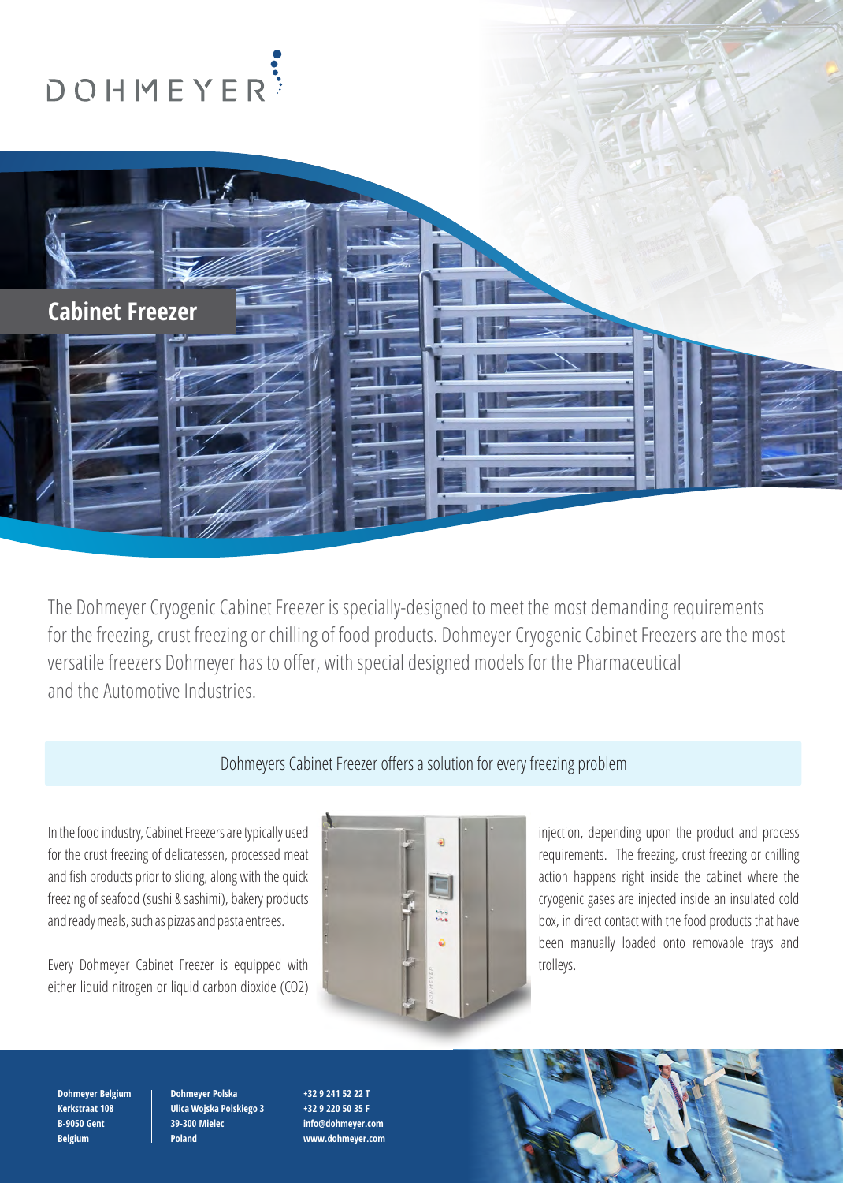DOHMEYER

# Cabinet Freezer

The Dohmeyer Cryogenic Cabinet Freezer is specially-designed to meet the most demanding requirements for the freezing, crust freezing or chilling of food products. Dohmeyer Cryogenic Cabinet Freezers are the most versatile freezers Dohmeyer has to offer, with special designed models for the Pharmaceutical and the Automotive Industries.

Dohmeyers Cabinet Freezer offers a solution for every freezing problem

In the food industry, Cabinet Freezers are typically used for the crust freezing of delicatessen, processed meat and fish products prior to slicing, along with the quick freezing of seafood (sushi & sashimi), bakery products and ready meals, such as pizzas and pasta entrees.

Every Dohmeyer Cabinet Freezer is equipped with either liquid nitrogen or liquid carbon dioxide ($CO_2$) injection, depending upon the product and process requirements. The freezing, crust freezing or chilling action happens right inside the cabinet where the cryogenic gases are injected inside an insulated cold box, in direct contact with the food products that have been manually loaded onto removable trays and trolleys.

**Dohmeyer Belgium**
**Kerkstraat 108**
**B-9050 Gent**
**Belgium**

**Dohmeyer Polska**
**Ulica Wojska Polskiego 3**
**39-300 Mielec**
**Poland**

**+32 9 241 52 22 T**
**+32 9 220 50 35 F**
**info@dohmeyer.com**
**www.dohmeyer.com**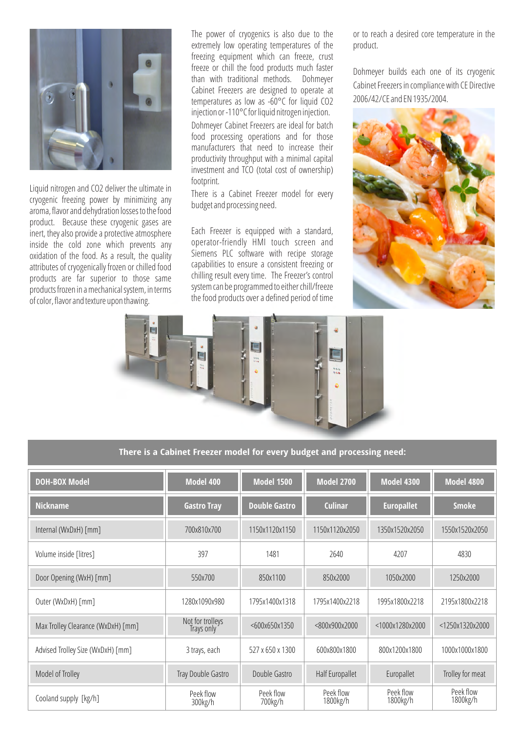Liquid nitrogen and $CO_2$ deliver the ultimate in cryogenic freezing power by minimizing any aroma, flavor and dehydration losses to the food product. Because these cryogenic gases are inert, they also provide a protective atmosphere inside the cold zone which prevents any oxidation of the food. As a result, the quality attributes of cryogenically frozen or chilled food products are far superior to those same products frozen in a mechanical system, in terms of color, flavor and texture upon thawing.

The power of cryogenics is also due to the extremely low operating temperatures of the freezing equipment which can freeze, crust freeze or chill the food products much faster than with traditional methods. Dohmeyer Cabinet Freezers are designed to operate at temperatures as low as -60°C for liquid $CO_2$ injection or -110°C for liquid nitrogen injection.

Dohmeyer Cabinet Freezers are ideal for batch food processing operations and for those manufacturers that need to increase their productivity throughput with a minimal capital investment and TCO (total cost of ownership) footprint.

There is a Cabinet Freezer model for every budget and processing need.

Each Freezer is equipped with a standard, operator-friendly HMI touch screen and Siemens PLC software with recipe storage capabilities to ensure a consistent freezing or chilling result every time. The Freezer's control system can be programmed to either chill/freeze the food products over a defined period of time or to reach a desired core temperature in the product.

Dohmeyer builds each one of its cryogenic Cabinet Freezers in compliance with CE Directive 2006/42/CE and EN 1935/2004.

**There is a Cabinet Freezer model for every budget and processing need:**

| DOH-BOX Model | Model 400 | Model 1500 | Model 2700 | Model 4300 | Model 4800 |
|---|---|---|---|---|---|
| **Nickname** | **Gastro Tray** | **Double Gastro** | **Culinar** | **Europallet** | **Smoke** |
| Internal (WxDxH) [mm] | 700x810x700 | 1150x1120x1150 | 1150x1120x2050 | 1350x1520x2050 | 1550x1520x2050 |
| Volume inside [litres] | 397 | 1481 | 2640 | 4207 | 4830 |
| Door Opening (WxH) [mm] | 550x700 | 850x1100 | 850x2000 | 1050x2000 | 1250x2000 |
| Outer (WxDxH) [mm] | 1280x1090x980 | 1795x1400x1318 | 1795x1400x2218 | 1995x1800x2218 | 2195x1800x2218 |
| Max Trolley Clearance (WxDxH) [mm] | Not for trolleys Trays only | <600x650x1350 | <800x900x2000 | <1000x1280x2000 | <1250x1320x2000 |
| Advised Trolley Size (WxDxH) [mm] | 3 trays, each | 527 x 650 x 1300 | 600x800x1800 | 800x1200x1800 | 1000x1000x1800 |
| Model of Trolley | Tray Double Gastro | Double Gastro | Half Europallet | Europallet | Trolley for meat |
| Cooland supply [kg/h] | Peek flow 300kg/h | Peek flow 700kg/h | Peek flow 1800kg/h | Peek flow 1800kg/h | Peek flow 1800kg/h |